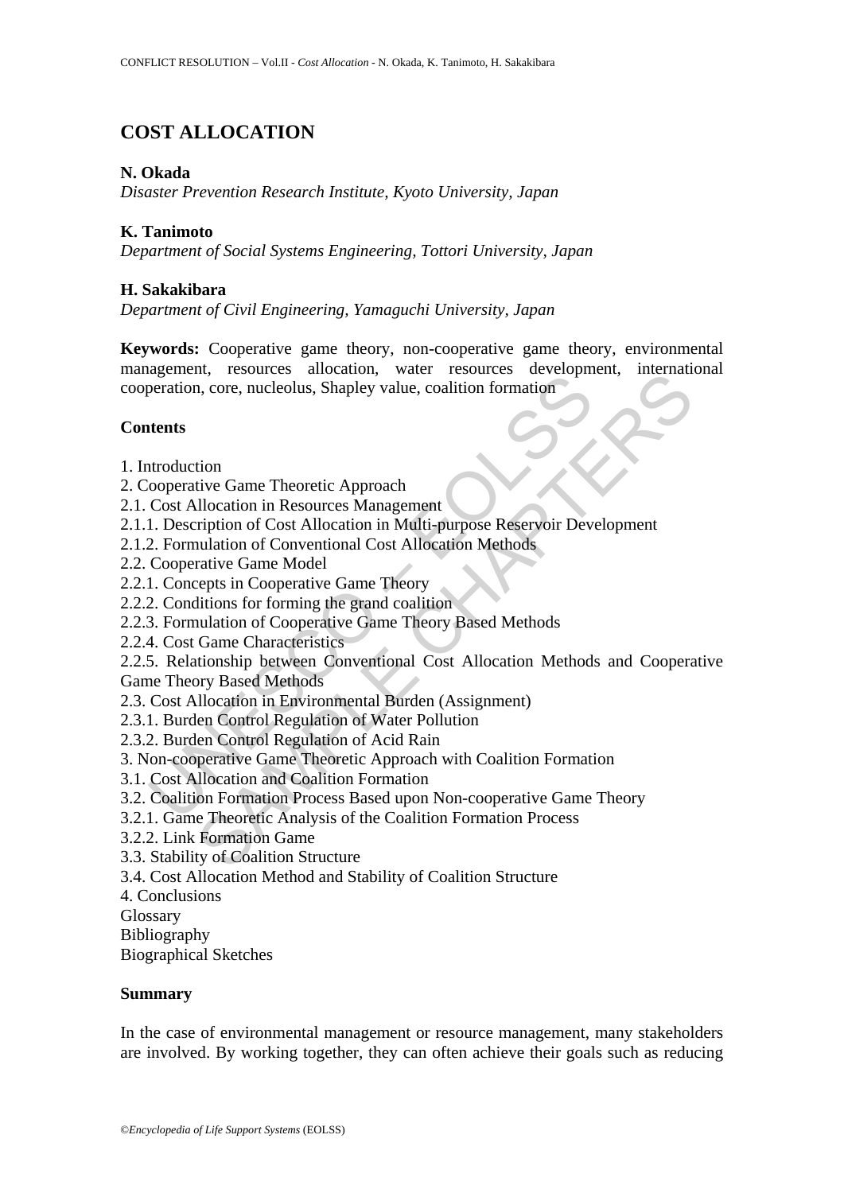# COST ALLOCATION

**N. Okada**
*Disaster Prevention Research Institute, Kyoto University, Japan*

**K. Tanimoto**
*Department of Social Systems Engineering, Tottori University, Japan*

**H. Sakakibara**
*Department of Civil Engineering, Yamaguchi University, Japan*

**Keywords:** Cooperative game theory, non-cooperative game theory, environmental management, resources allocation, water resources development, international cooperation, core, nucleolus, Shapley value, coalition formation

## Contents

1. Introduction
2. Cooperative Game Theoretic Approach
2.1. Cost Allocation in Resources Management
2.1.1. Description of Cost Allocation in Multi-purpose Reservoir Development
2.1.2. Formulation of Conventional Cost Allocation Methods
2.2. Cooperative Game Model
2.2.1. Concepts in Cooperative Game Theory
2.2.2. Conditions for forming the grand coalition
2.2.3. Formulation of Cooperative Game Theory Based Methods
2.2.4. Cost Game Characteristics
2.2.5. Relationship between Conventional Cost Allocation Methods and Cooperative Game Theory Based Methods
2.3. Cost Allocation in Environmental Burden (Assignment)
2.3.1. Burden Control Regulation of Water Pollution
2.3.2. Burden Control Regulation of Acid Rain
3. Non-cooperative Game Theoretic Approach with Coalition Formation
3.1. Cost Allocation and Coalition Formation
3.2. Coalition Formation Process Based upon Non-cooperative Game Theory
3.2.1. Game Theoretic Analysis of the Coalition Formation Process
3.2.2. Link Formation Game
3.3. Stability of Coalition Structure
3.4. Cost Allocation Method and Stability of Coalition Structure
4. Conclusions
Glossary
Bibliography
Biographical Sketches

## Summary

In the case of environmental management or resource management, many stakeholders are involved. By working together, they can often achieve their goals such as reducing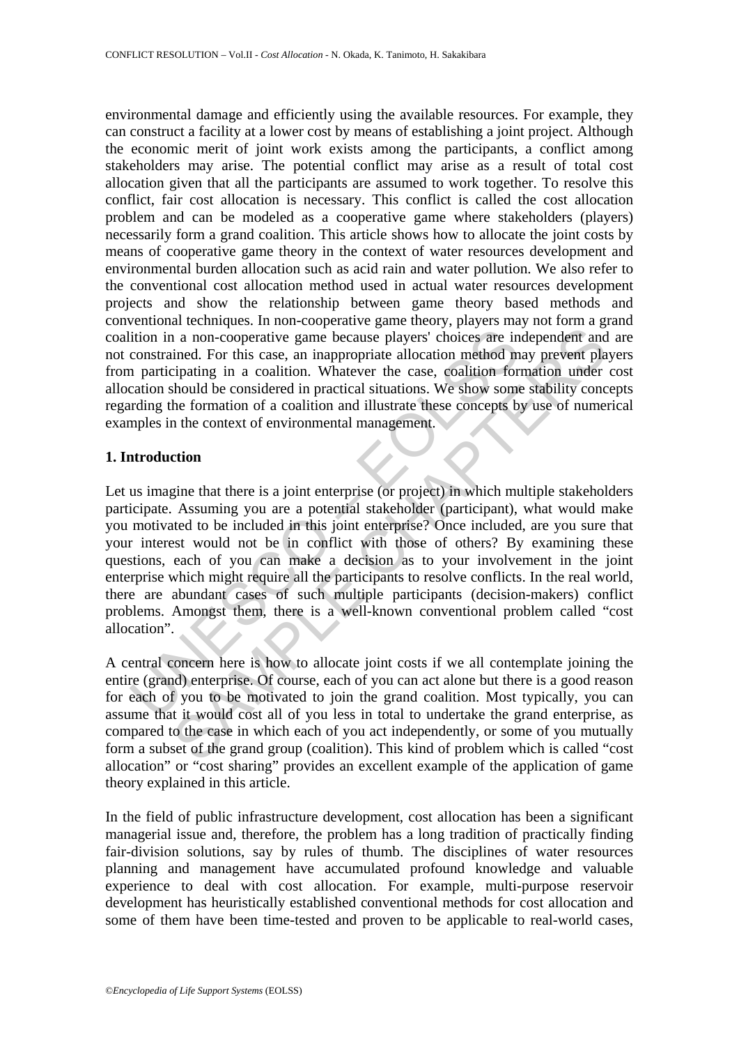environmental damage and efficiently using the available resources. For example, they can construct a facility at a lower cost by means of establishing a joint project. Although the economic merit of joint work exists among the participants, a conflict among stakeholders may arise. The potential conflict may arise as a result of total cost allocation given that all the participants are assumed to work together. To resolve this conflict, fair cost allocation is necessary. This conflict is called the cost allocation problem and can be modeled as a cooperative game where stakeholders (players) necessarily form a grand coalition. This article shows how to allocate the joint costs by means of cooperative game theory in the context of water resources development and environmental burden allocation such as acid rain and water pollution. We also refer to the conventional cost allocation method used in actual water resources development projects and show the relationship between game theory based methods and conventional techniques. In non-cooperative game theory, players may not form a grand coalition in a non-cooperative game because players' choices are independent and are not constrained. For this case, an inappropriate allocation method may prevent players from participating in a coalition. Whatever the case, coalition formation under cost allocation should be considered in practical situations. We show some stability concepts regarding the formation of a coalition and illustrate these concepts by use of numerical examples in the context of environmental management.

## 1. Introduction

Let us imagine that there is a joint enterprise (or project) in which multiple stakeholders participate. Assuming you are a potential stakeholder (participant), what would make you motivated to be included in this joint enterprise? Once included, are you sure that your interest would not be in conflict with those of others? By examining these questions, each of you can make a decision as to your involvement in the joint enterprise which might require all the participants to resolve conflicts. In the real world, there are abundant cases of such multiple participants (decision-makers) conflict problems. Amongst them, there is a well-known conventional problem called "cost allocation".

A central concern here is how to allocate joint costs if we all contemplate joining the entire (grand) enterprise. Of course, each of you can act alone but there is a good reason for each of you to be motivated to join the grand coalition. Most typically, you can assume that it would cost all of you less in total to undertake the grand enterprise, as compared to the case in which each of you act independently, or some of you mutually form a subset of the grand group (coalition). This kind of problem which is called "cost allocation" or "cost sharing" provides an excellent example of the application of game theory explained in this article.

In the field of public infrastructure development, cost allocation has been a significant managerial issue and, therefore, the problem has a long tradition of practically finding fair-division solutions, say by rules of thumb. The disciplines of water resources planning and management have accumulated profound knowledge and valuable experience to deal with cost allocation. For example, multi-purpose reservoir development has heuristically established conventional methods for cost allocation and some of them have been time-tested and proven to be applicable to real-world cases,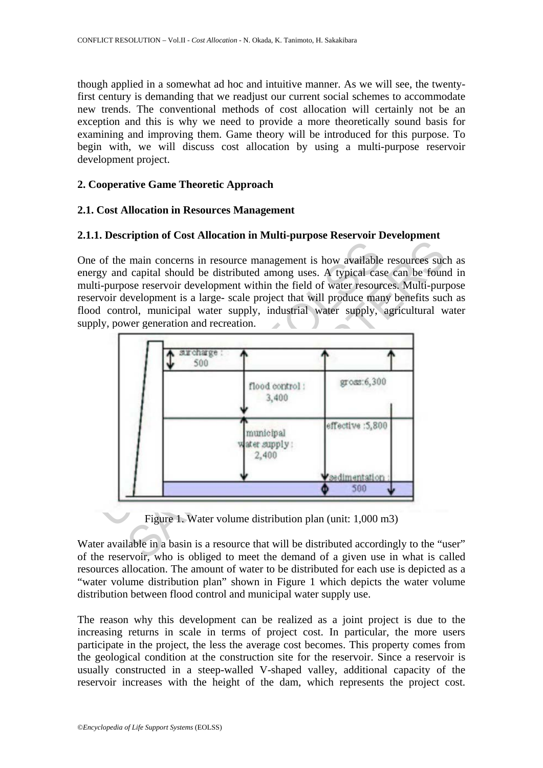though applied in a somewhat ad hoc and intuitive manner. As we will see, the twenty-first century is demanding that we readjust our current social schemes to accommodate new trends. The conventional methods of cost allocation will certainly not be an exception and this is why we need to provide a more theoretically sound basis for examining and improving them. Game theory will be introduced for this purpose. To begin with, we will discuss cost allocation by using a multi-purpose reservoir development project.

## 2. Cooperative Game Theoretic Approach

### 2.1. Cost Allocation in Resources Management

#### 2.1.1. Description of Cost Allocation in Multi-purpose Reservoir Development

One of the main concerns in resource management is how available resources such as energy and capital should be distributed among uses. A typical case can be found in multi-purpose reservoir development within the field of water resources. Multi-purpose reservoir development is a large- scale project that will produce many benefits such as flood control, municipal water supply, industrial water supply, agricultural water supply, power generation and recreation.

Figure 1. Water volume distribution plan (unit: 1,000 m3)

Water available in a basin is a resource that will be distributed accordingly to the "user" of the reservoir, who is obliged to meet the demand of a given use in what is called resources allocation. The amount of water to be distributed for each use is depicted as a "water volume distribution plan" shown in Figure 1 which depicts the water volume distribution between flood control and municipal water supply use.

The reason why this development can be realized as a joint project is due to the increasing returns in scale in terms of project cost. In particular, the more users participate in the project, the less the average cost becomes. This property comes from the geological condition at the construction site for the reservoir. Since a reservoir is usually constructed in a steep-walled V-shaped valley, additional capacity of the reservoir increases with the height of the dam, which represents the project cost.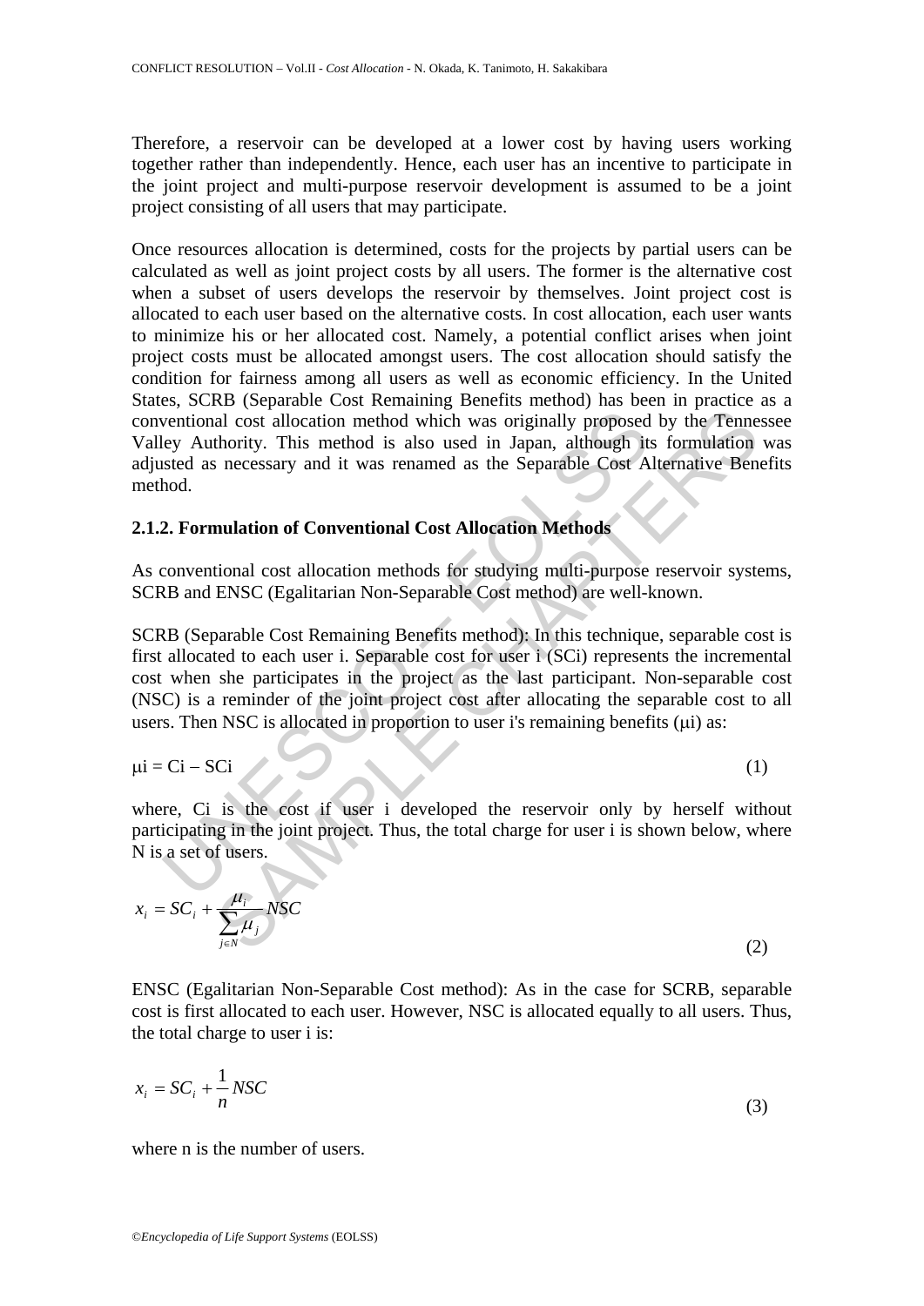Therefore, a reservoir can be developed at a lower cost by having users working together rather than independently. Hence, each user has an incentive to participate in the joint project and multi-purpose reservoir development is assumed to be a joint project consisting of all users that may participate.

Once resources allocation is determined, costs for the projects by partial users can be calculated as well as joint project costs by all users. The former is the alternative cost when a subset of users develops the reservoir by themselves. Joint project cost is allocated to each user based on the alternative costs. In cost allocation, each user wants to minimize his or her allocated cost. Namely, a potential conflict arises when joint project costs must be allocated amongst users. The cost allocation should satisfy the condition for fairness among all users as well as economic efficiency. In the United States, SCRB (Separable Cost Remaining Benefits method) has been in practice as a conventional cost allocation method which was originally proposed by the Tennessee Valley Authority. This method is also used in Japan, although its formulation was adjusted as necessary and it was renamed as the Separable Cost Alternative Benefits method.

### 2.1.2. Formulation of Conventional Cost Allocation Methods

As conventional cost allocation methods for studying multi-purpose reservoir systems, SCRB and ENSC (Egalitarian Non-Separable Cost method) are well-known.

SCRB (Separable Cost Remaining Benefits method): In this technique, separable cost is first allocated to each user i. Separable cost for user i ($SC_i$) represents the incremental cost when she participates in the project as the last participant. Non-separable cost (NSC) is a reminder of the joint project cost after allocating the separable cost to all users. Then NSC is allocated in proportion to user i's remaining benefits ($\mu_i$) as:

$$\mu_i = C_i - SC_i \tag{1}$$

where, $C_i$ is the cost if user i developed the reservoir only by herself without participating in the joint project. Thus, the total charge for user i is shown below, where N is a set of users.

$$x_i = SC_i + \frac{\mu_i}{\sum_{j \in N} \mu_j} NSC \tag{2}$$

ENSC (Egalitarian Non-Separable Cost method): As in the case for SCRB, separable cost is first allocated to each user. However, NSC is allocated equally to all users. Thus, the total charge to user i is:

$$x_i = SC_i + \frac{1}{n} NSC \tag{3}$$

where n is the number of users.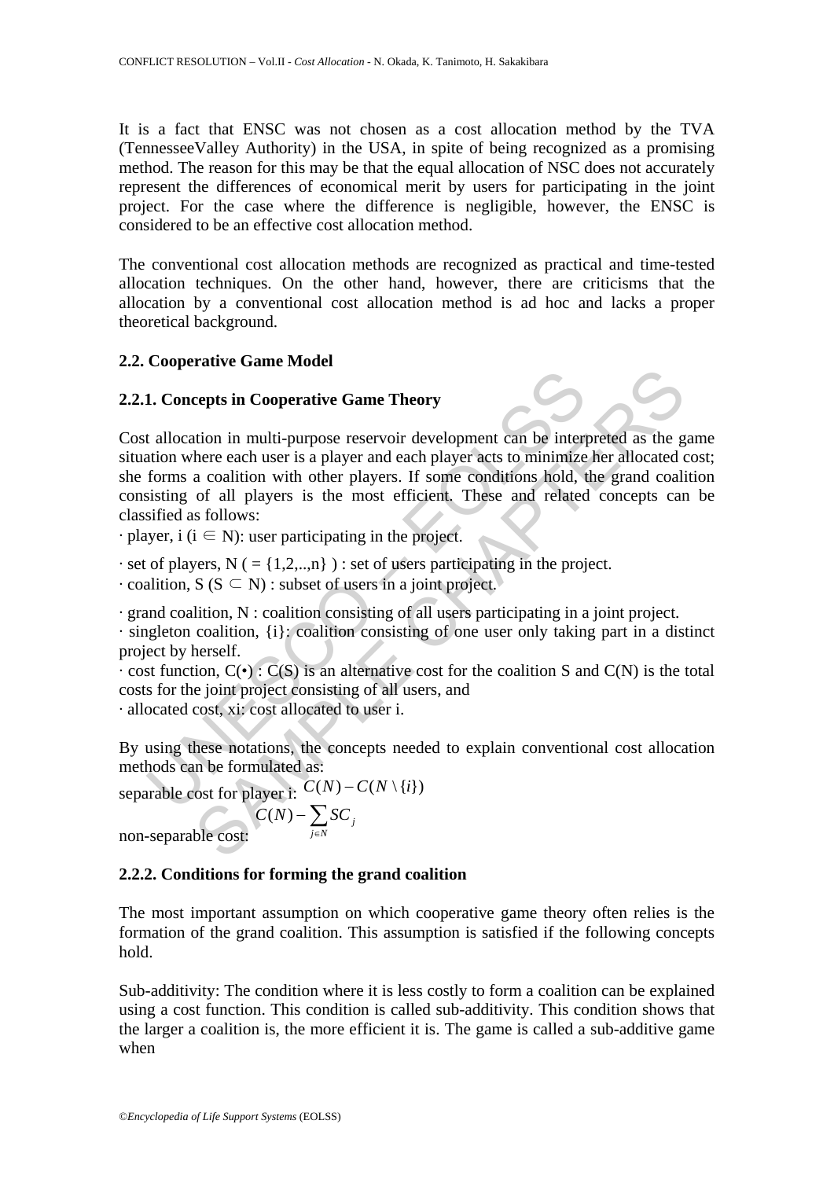It is a fact that ENSC was not chosen as a cost allocation method by the TVA (TennesseeValley Authority) in the USA, in spite of being recognized as a promising method. The reason for this may be that the equal allocation of NSC does not accurately represent the differences of economical merit by users for participating in the joint project. For the case where the difference is negligible, however, the ENSC is considered to be an effective cost allocation method.

The conventional cost allocation methods are recognized as practical and time-tested allocation techniques. On the other hand, however, there are criticisms that the allocation by a conventional cost allocation method is ad hoc and lacks a proper theoretical background.

### 2.2. Cooperative Game Model

#### 2.2.1. Concepts in Cooperative Game Theory

Cost allocation in multi-purpose reservoir development can be interpreted as the game situation where each user is a player and each player acts to minimize her allocated cost; she forms a coalition with other players. If some conditions hold, the grand coalition consisting of all players is the most efficient. These and related concepts can be classified as follows:

· player, i ($i \in N$): user participating in the project.

· set of players, N ( $= \{1,2,..,n\}$ ) : set of users participating in the project.

· coalition, S ($S \subset N$) : subset of users in a joint project.

· grand coalition, N : coalition consisting of all users participating in a joint project.

· singleton coalition, {i}: coalition consisting of one user only taking part in a distinct project by herself.

· cost function, $C(\bullet)$ : $C(S)$ is an alternative cost for the coalition S and $C(N)$ is the total costs for the joint project consisting of all users, and

· allocated cost, $x_i$: cost allocated to user i.

By using these notations, the concepts needed to explain conventional cost allocation methods can be formulated as:

separable cost for player i: $C(N) - C(N \setminus \{i\})$

non-separable cost: $C(N) - \sum_{j \in N} SC_j$

#### 2.2.2. Conditions for forming the grand coalition

The most important assumption on which cooperative game theory often relies is the formation of the grand coalition. This assumption is satisfied if the following concepts hold.

Sub-additivity: The condition where it is less costly to form a coalition can be explained using a cost function. This condition is called sub-additivity. This condition shows that the larger a coalition is, the more efficient it is. The game is called a sub-additive game when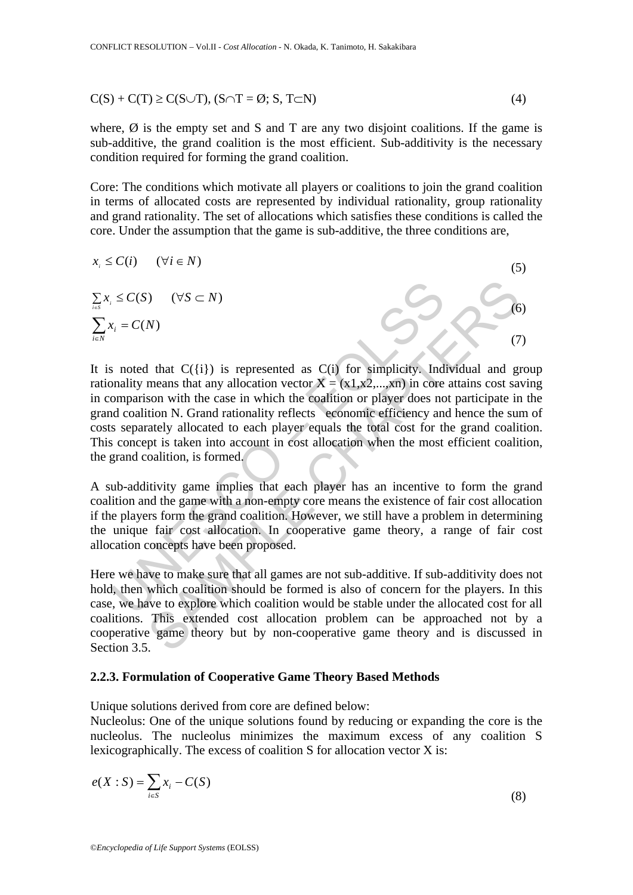$$C(S) + C(T) \geq C(S \cup T), \ (S \cap T = \emptyset; \ S, T \subset N) \tag{4}$$

where, Ø is the empty set and S and T are any two disjoint coalitions. If the game is sub-additive, the grand coalition is the most efficient. Sub-additivity is the necessary condition required for forming the grand coalition.

Core: The conditions which motivate all players or coalitions to join the grand coalition in terms of allocated costs are represented by individual rationality, group rationality and grand rationality. The set of allocations which satisfies these conditions is called the core. Under the assumption that the game is sub-additive, the three conditions are,

$$x_i \leq C(i) \quad (\forall i \in N) \tag{5}$$

$$\sum_{i \in S} x_i \leq C(S) \quad (\forall S \subset N) \tag{6}$$

$$\sum_{i \in N} x_i = C(N) \tag{7}$$

It is noted that C({i}) is represented as C(i) for simplicity. Individual and group rationality means that any allocation vector X = (x1,x2,...,xn) in core attains cost saving in comparison with the case in which the coalition or player does not participate in the grand coalition N. Grand rationality reflects economic efficiency and hence the sum of costs separately allocated to each player equals the total cost for the grand coalition. This concept is taken into account in cost allocation when the most efficient coalition, the grand coalition, is formed.

A sub-additivity game implies that each player has an incentive to form the grand coalition and the game with a non-empty core means the existence of fair cost allocation if the players form the grand coalition. However, we still have a problem in determining the unique fair cost allocation. In cooperative game theory, a range of fair cost allocation concepts have been proposed.

Here we have to make sure that all games are not sub-additive. If sub-additivity does not hold, then which coalition should be formed is also of concern for the players. In this case, we have to explore which coalition would be stable under the allocated cost for all coalitions. This extended cost allocation problem can be approached not by a cooperative game theory but by non-cooperative game theory and is discussed in Section 3.5.

### 2.2.3. Formulation of Cooperative Game Theory Based Methods

Unique solutions derived from core are defined below:

Nucleolus: One of the unique solutions found by reducing or expanding the core is the nucleolus. The nucleolus minimizes the maximum excess of any coalition S lexicographically. The excess of coalition S for allocation vector X is:

$$e(X : S) = \sum_{i \in S} x_i - C(S) \tag{8}$$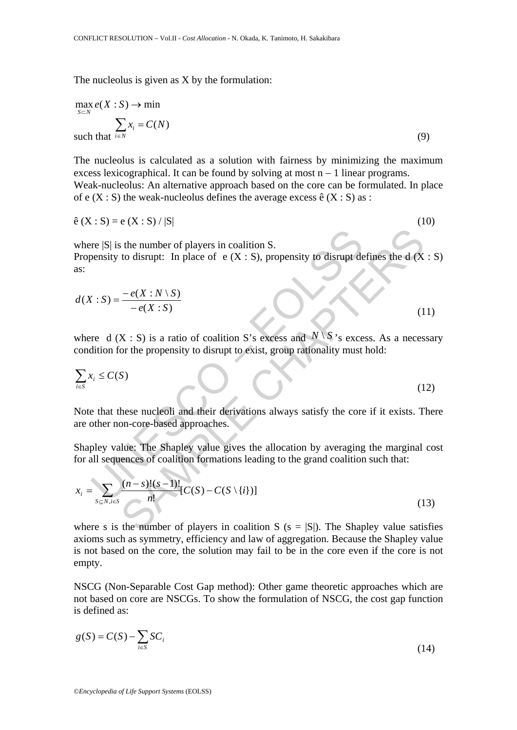The nucleolus is given as X by the formulation:

$$\max_{S \subset N} e(X : S) \rightarrow \min$$

$$\text{such that } \sum_{i \in N} x_i = C(N) \tag{9}$$

The nucleolus is calculated as a solution with fairness by minimizing the maximum excess lexicographical. It can be found by solving at most n – 1 linear programs.

Weak-nucleolus: An alternative approach based on the core can be formulated. In place of e (X : S) the weak-nucleolus defines the average excess ê (X : S) as :

$$\hat{e}(X : S) = e(X : S) / |S| \tag{10}$$

where |S| is the number of players in coalition S.

Propensity to disrupt: In place of e (X : S), propensity to disrupt defines the d (X : S) as:

$$d(X : S) = \frac{-e(X : N \setminus S)}{-e(X : S)} \tag{11}$$

where d (X : S) is a ratio of coalition S's excess and $N \setminus S$'s excess. As a necessary condition for the propensity to disrupt to exist, group rationality must hold:

$$\sum_{i \in S} x_i \leq C(S) \tag{12}$$

Note that these nucleoli and their derivations always satisfy the core if it exists. There are other non-core-based approaches.

Shapley value: The Shapley value gives the allocation by averaging the marginal cost for all sequences of coalition formations leading to the grand coalition such that:

$$x_i = \sum_{S \subseteq N, i \in S} \frac{(n-s)!(s-1)!}{n!} [C(S) - C(S \setminus \{i\})] \tag{13}$$

where s is the number of players in coalition S (s = |S|). The Shapley value satisfies axioms such as symmetry, efficiency and law of aggregation. Because the Shapley value is not based on the core, the solution may fail to be in the core even if the core is not empty.

NSCG (Non-Separable Cost Gap method): Other game theoretic approaches which are not based on core are NSCGs. To show the formulation of NSCG, the cost gap function is defined as:

$$g(S) = C(S) - \sum_{i \in S} SC_i \tag{14}$$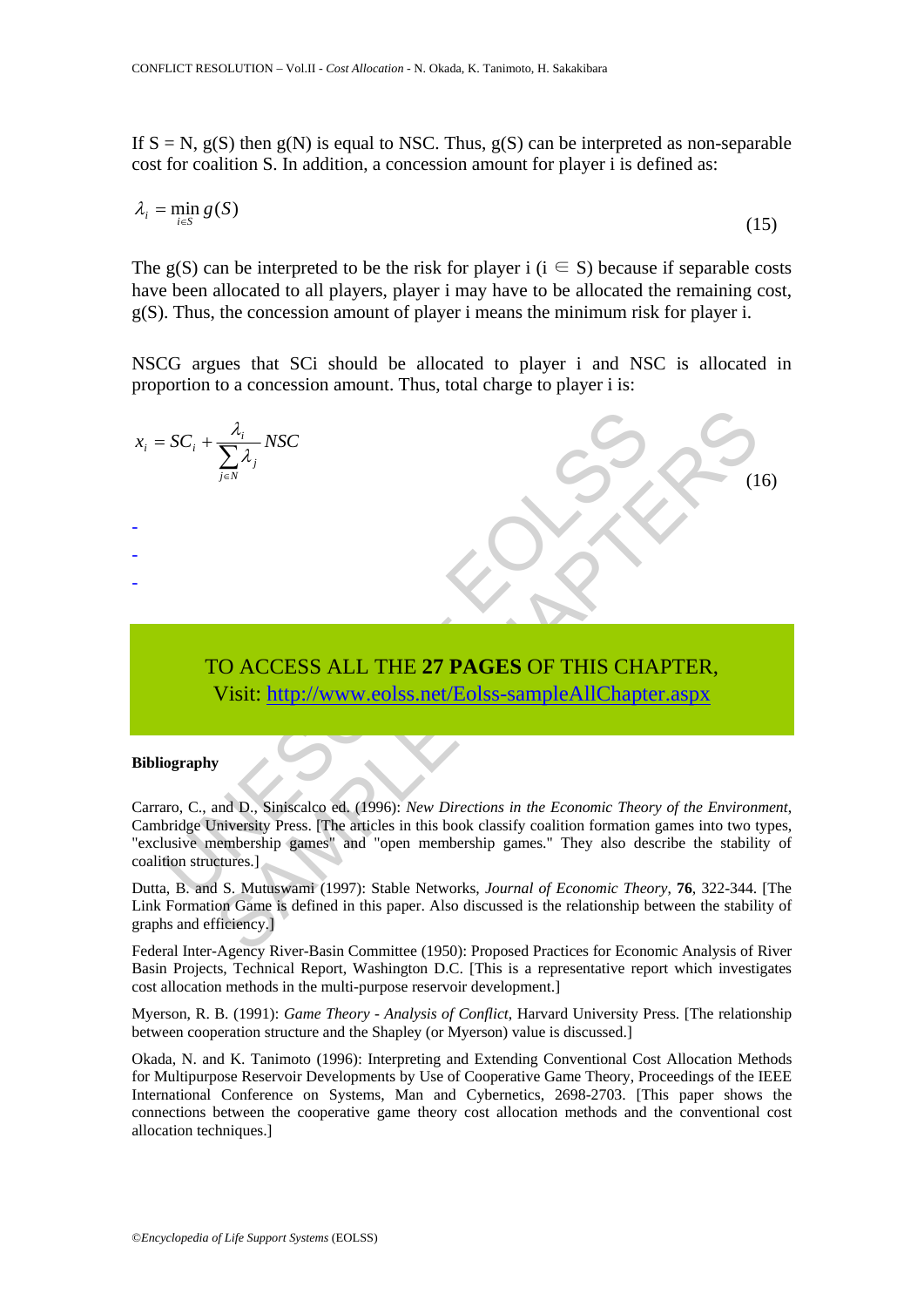If S = N, g(S) then g(N) is equal to NSC. Thus, g(S) can be interpreted as non-separable cost for coalition S. In addition, a concession amount for player i is defined as:

$$\lambda_i = \min_{i \in S} g(S) \tag{15}$$

The g(S) can be interpreted to be the risk for player i ($i \in S$) because if separable costs have been allocated to all players, player i may have to be allocated the remaining cost, g(S). Thus, the concession amount of player i means the minimum risk for player i.

NSCG argues that SCi should be allocated to player i and NSC is allocated in proportion to a concession amount. Thus, total charge to player i is:

$$x_i = SC_i + \frac{\lambda_i}{\sum_{j \in N} \lambda_j} NSC \tag{16}$$

-
-
-

TO ACCESS ALL THE **27 PAGES** OF THIS CHAPTER,
Visit: http://www.eolss.net/Eolss-sampleAllChapter.aspx

**Bibliography**

Carraro, C., and D., Siniscalco ed. (1996): *New Directions in the Economic Theory of the Environment*, Cambridge University Press. [The articles in this book classify coalition formation games into two types, "exclusive membership games" and "open membership games." They also describe the stability of coalition structures.]

Dutta, B. and S. Mutuswami (1997): Stable Networks, *Journal of Economic Theory*, **76**, 322-344. [The Link Formation Game is defined in this paper. Also discussed is the relationship between the stability of graphs and efficiency.]

Federal Inter-Agency River-Basin Committee (1950): Proposed Practices for Economic Analysis of River Basin Projects, Technical Report, Washington D.C. [This is a representative report which investigates cost allocation methods in the multi-purpose reservoir development.]

Myerson, R. B. (1991): *Game Theory - Analysis of Conflict*, Harvard University Press. [The relationship between cooperation structure and the Shapley (or Myerson) value is discussed.]

Okada, N. and K. Tanimoto (1996): Interpreting and Extending Conventional Cost Allocation Methods for Multipurpose Reservoir Developments by Use of Cooperative Game Theory, Proceedings of the IEEE International Conference on Systems, Man and Cybernetics, 2698-2703. [This paper shows the connections between the cooperative game theory cost allocation methods and the conventional cost allocation techniques.]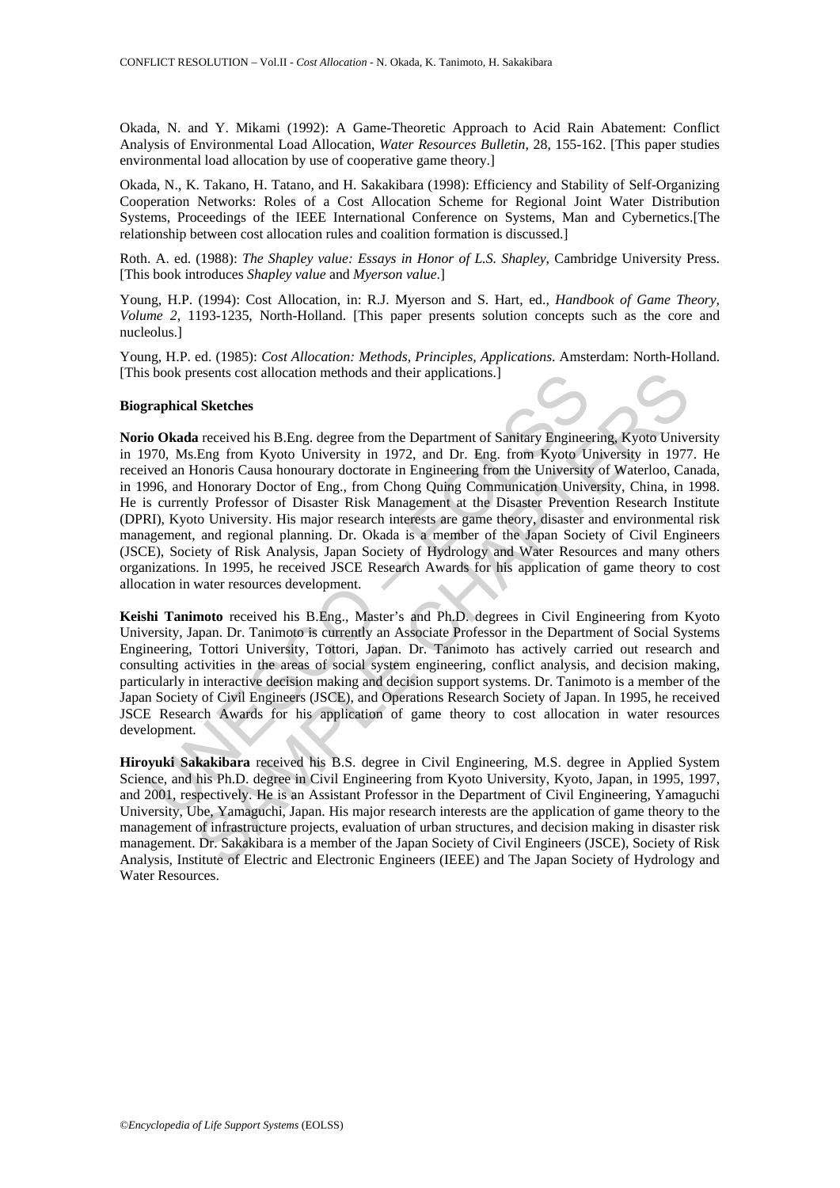Okada, N. and Y. Mikami (1992): A Game-Theoretic Approach to Acid Rain Abatement: Conflict Analysis of Environmental Load Allocation, *Water Resources Bulletin*, 28, 155-162. [This paper studies environmental load allocation by use of cooperative game theory.]

Okada, N., K. Takano, H. Tatano, and H. Sakakibara (1998): Efficiency and Stability of Self-Organizing Cooperation Networks: Roles of a Cost Allocation Scheme for Regional Joint Water Distribution Systems, Proceedings of the IEEE International Conference on Systems, Man and Cybernetics.[The relationship between cost allocation rules and coalition formation is discussed.]

Roth. A. ed. (1988): *The Shapley value: Essays in Honor of L.S. Shapley*, Cambridge University Press. [This book introduces *Shapley value* and *Myerson value*.]

Young, H.P. (1994): Cost Allocation, in: R.J. Myerson and S. Hart, ed., *Handbook of Game Theory, Volume 2*, 1193-1235, North-Holland. [This paper presents solution concepts such as the core and nucleolus.]

Young, H.P. ed. (1985): *Cost Allocation: Methods, Principles, Applications.* Amsterdam: North-Holland. [This book presents cost allocation methods and their applications.]

**Biographical Sketches**

**Norio Okada** received his B.Eng. degree from the Department of Sanitary Engineering, Kyoto University in 1970, Ms.Eng from Kyoto University in 1972, and Dr. Eng. from Kyoto University in 1977. He received an Honoris Causa honourary doctorate in Engineering from the University of Waterloo, Canada, in 1996, and Honorary Doctor of Eng., from Chong Quing Communication University, China, in 1998. He is currently Professor of Disaster Risk Management at the Disaster Prevention Research Institute (DPRI), Kyoto University. His major research interests are game theory, disaster and environmental risk management, and regional planning. Dr. Okada is a member of the Japan Society of Civil Engineers (JSCE), Society of Risk Analysis, Japan Society of Hydrology and Water Resources and many others organizations. In 1995, he received JSCE Research Awards for his application of game theory to cost allocation in water resources development.

**Keishi Tanimoto** received his B.Eng., Master's and Ph.D. degrees in Civil Engineering from Kyoto University, Japan. Dr. Tanimoto is currently an Associate Professor in the Department of Social Systems Engineering, Tottori University, Tottori, Japan. Dr. Tanimoto has actively carried out research and consulting activities in the areas of social system engineering, conflict analysis, and decision making, particularly in interactive decision making and decision support systems. Dr. Tanimoto is a member of the Japan Society of Civil Engineers (JSCE), and Operations Research Society of Japan. In 1995, he received JSCE Research Awards for his application of game theory to cost allocation in water resources development.

**Hiroyuki Sakakibara** received his B.S. degree in Civil Engineering, M.S. degree in Applied System Science, and his Ph.D. degree in Civil Engineering from Kyoto University, Kyoto, Japan, in 1995, 1997, and 2001, respectively. He is an Assistant Professor in the Department of Civil Engineering, Yamaguchi University, Ube, Yamaguchi, Japan. His major research interests are the application of game theory to the management of infrastructure projects, evaluation of urban structures, and decision making in disaster risk management. Dr. Sakakibara is a member of the Japan Society of Civil Engineers (JSCE), Society of Risk Analysis, Institute of Electric and Electronic Engineers (IEEE) and The Japan Society of Hydrology and Water Resources.